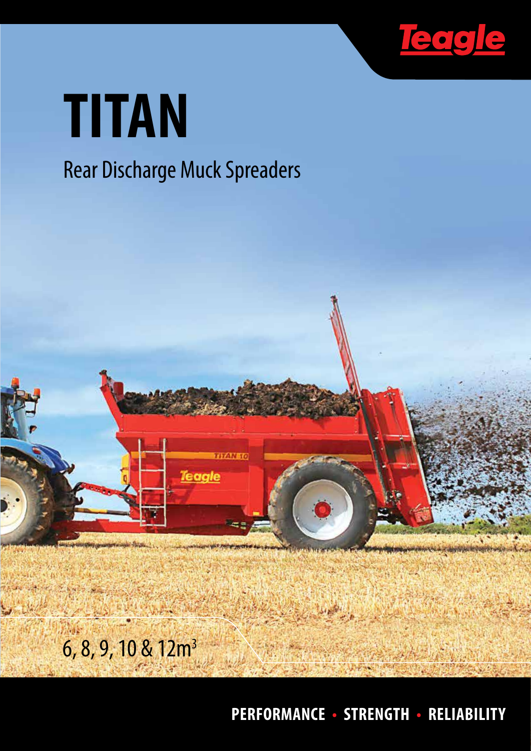Teagle

# TITAN

## Rear Discharge Muck Spreaders

6, 8, 9, 10 & 12m$^3$

**PERFORMANCE • STRENGTH • RELIABILITY**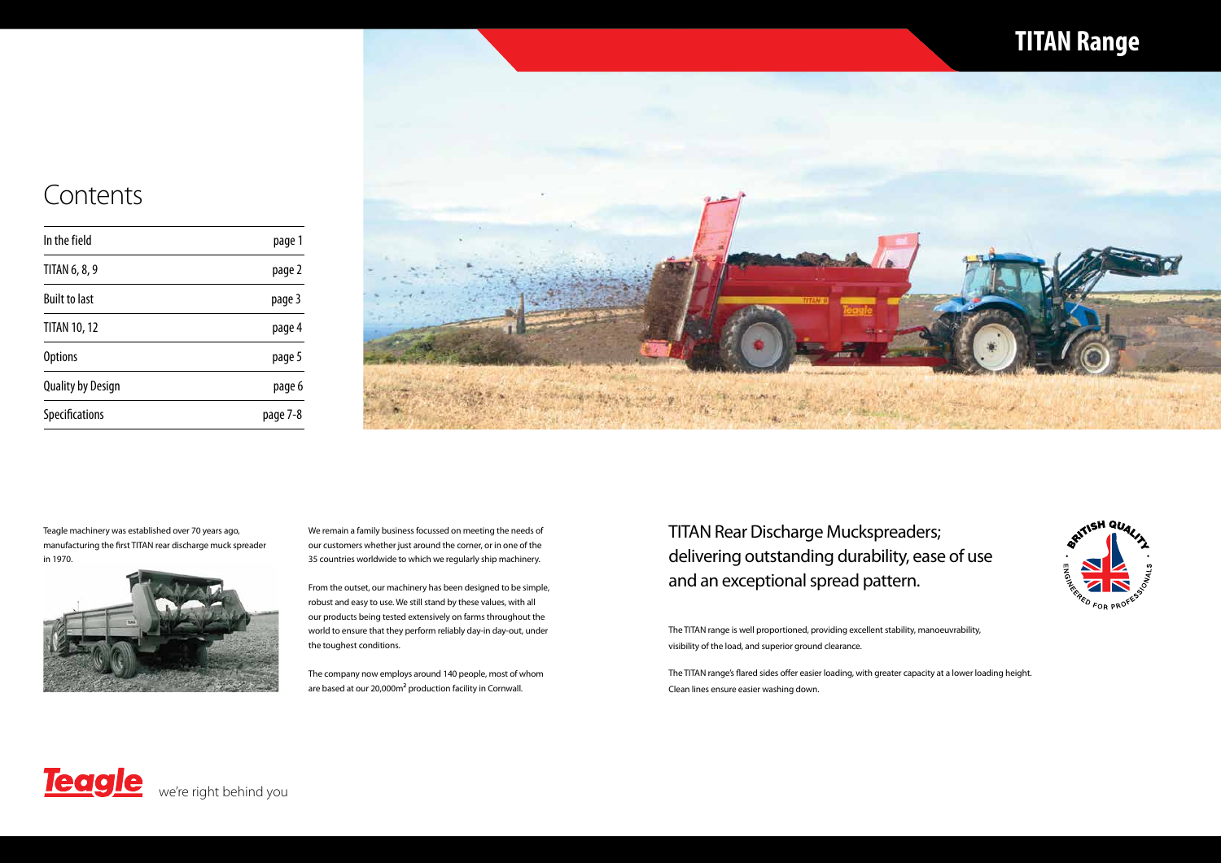# TITAN Range

## Contents

| | |
|---|---|
| In the field | page 1 |
| TITAN 6, 8, 9 | page 2 |
| Built to last | page 3 |
| TITAN 10, 12 | page 4 |
| Options | page 5 |
| Quality by Design | page 6 |
| Specifications | page 7-8 |

Teagle machinery was established over 70 years ago, manufacturing the first TITAN rear discharge muck spreader in 1970.

We remain a family business focussed on meeting the needs of our customers whether just around the corner, or in one of the 35 countries worldwide to which we regularly ship machinery.

From the outset, our machinery has been designed to be simple, robust and easy to use. We still stand by these values, with all our products being tested extensively on farms throughout the world to ensure that they perform reliably day-in day-out, under the toughest conditions.

The company now employs around 140 people, most of whom are based at our 20,000m² production facility in Cornwall.

## TITAN Rear Discharge Muckspreaders; delivering outstanding durability, ease of use and an exceptional spread pattern.

BRITISH QUALITY · ENGINEERED FOR PROFESSIONALS ·

The TITAN range is well proportioned, providing excellent stability, manoeuvrability, visibility of the load, and superior ground clearance.

The TITAN range's flared sides offer easier loading, with greater capacity at a lower loading height. Clean lines ensure easier washing down.

**Teagle** we're right behind you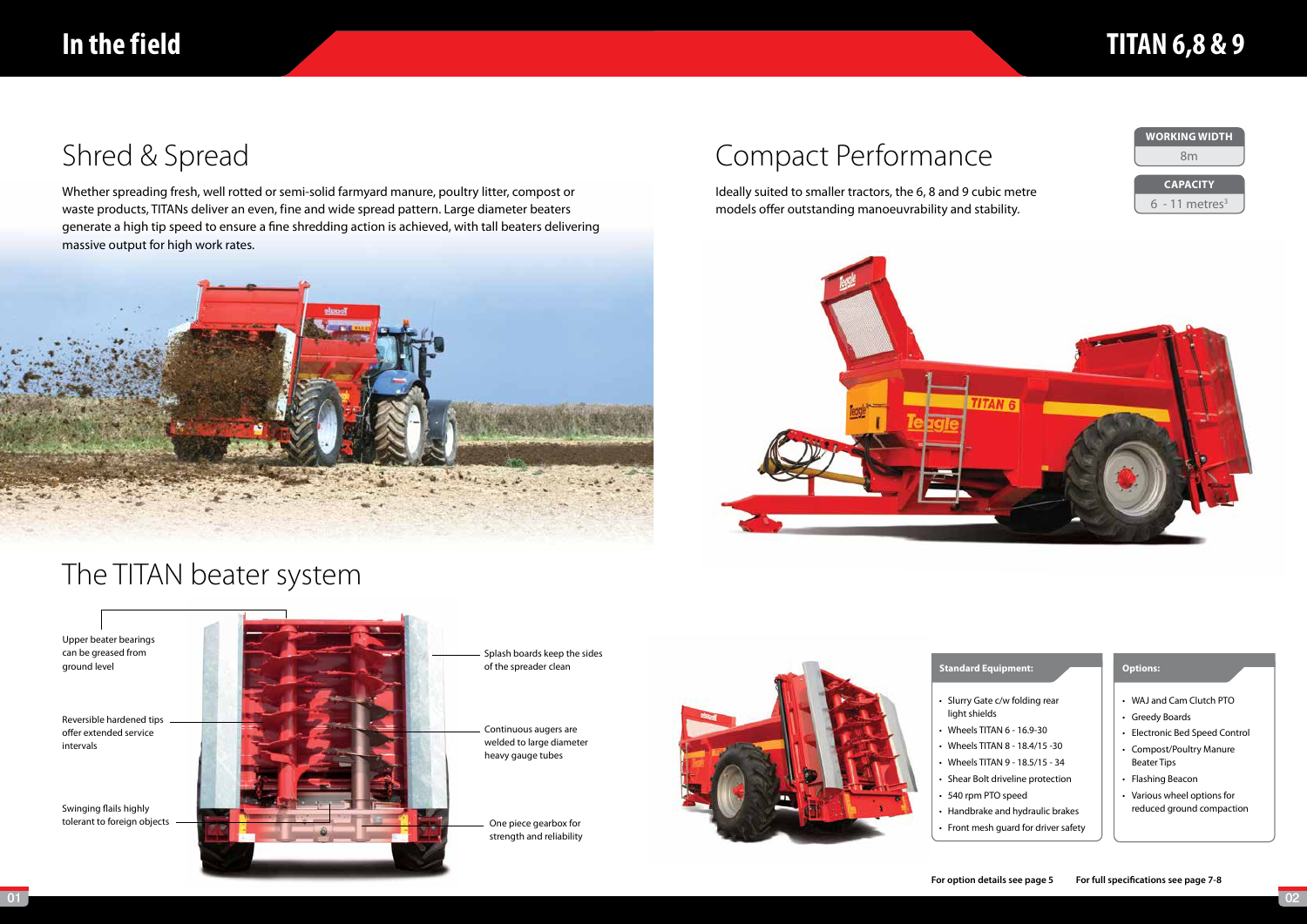# In the field

# TITAN 6,8 & 9

## Shred & Spread

Whether spreading fresh, well rotted or semi-solid farmyard manure, poultry litter, compost or waste products, TITANs deliver an even, fine and wide spread pattern. Large diameter beaters generate a high tip speed to ensure a fine shredding action is achieved, with tall beaters delivering massive output for high work rates.

## The TITAN beater system

Upper beater bearings can be greased from ground level

Reversible hardened tips offer extended service intervals

Swinging flails highly tolerant to foreign objects

Splash boards keep the sides of the spreader clean

Continuous augers are welded to large diameter heavy gauge tubes

One piece gearbox for strength and reliability

## Compact Performance

Ideally suited to smaller tractors, the 6, 8 and 9 cubic metre models offer outstanding manoeuvrability and stability.

**WORKING WIDTH**
8m

**CAPACITY**
6 - 11 metres$^3$

**Standard Equipment:**

- Slurry Gate c/w folding rear light shields
- Wheels TITAN 6 - 16.9-30
- Wheels TITAN 8 - 18.4/15 -30
- Wheels TITAN 9 - 18.5/15 - 34
- Shear Bolt driveline protection
- 540 rpm PTO speed
- Handbrake and hydraulic brakes
- Front mesh guard for driver safety

**Options:**

- WAJ and Cam Clutch PTO
- Greedy Boards
- Electronic Bed Speed Control
- Compost/Poultry Manure Beater Tips
- Flashing Beacon
- Various wheel options for reduced ground compaction

**For option details see page 5** **For full specifications see page 7-8**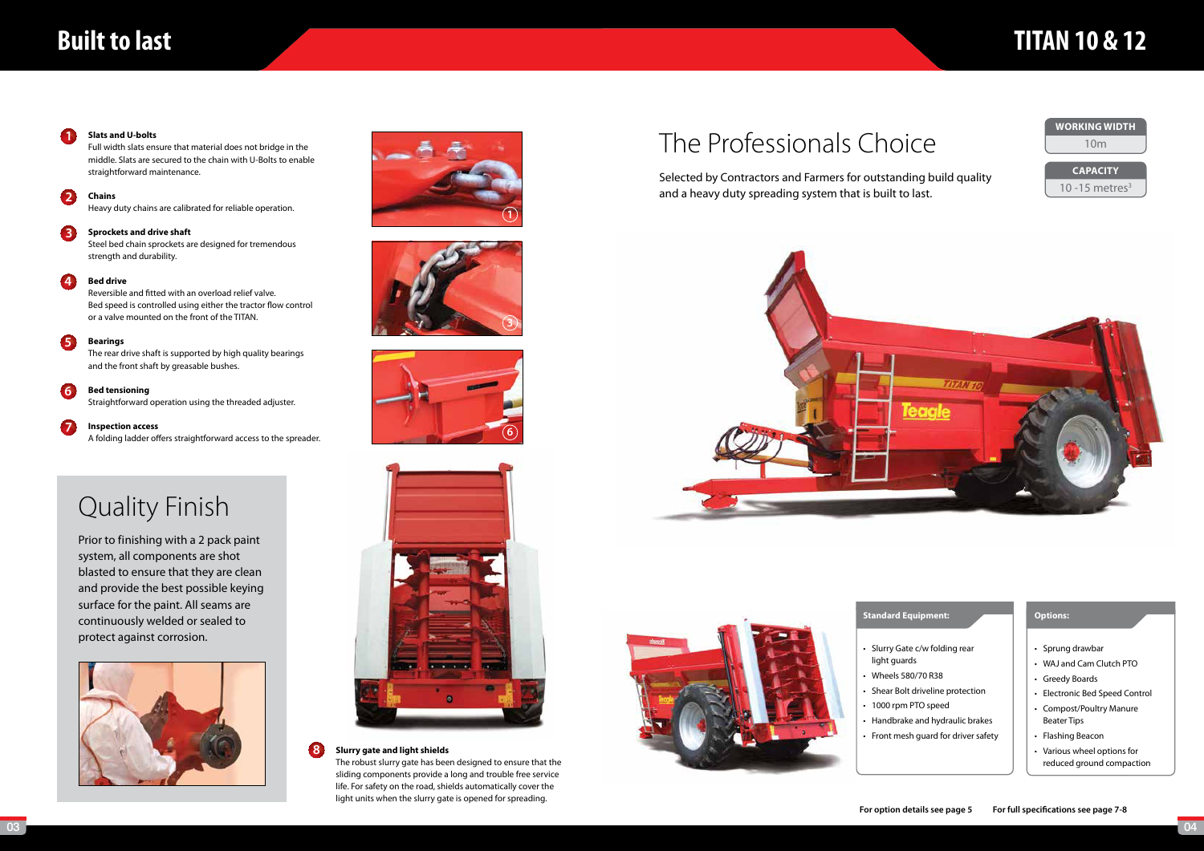# Built to last

1. **Slats and U-bolts**
   Full width slats ensure that material does not bridge in the middle. Slats are secured to the chain with U-Bolts to enable straightforward maintenance.

2. **Chains**
   Heavy duty chains are calibrated for reliable operation.

3. **Sprockets and drive shaft**
   Steel bed chain sprockets are designed for tremendous strength and durability.

4. **Bed drive**
   Reversible and fitted with an overload relief valve.
   Bed speed is controlled using either the tractor flow control or a valve mounted on the front of the TITAN.

5. **Bearings**
   The rear drive shaft is supported by high quality bearings and the front shaft by greasable bushes.

6. **Bed tensioning**
   Straightforward operation using the threaded adjuster.

7. **Inspection access**
   A folding ladder offers straightforward access to the spreader.

## Quality Finish

Prior to finishing with a 2 pack paint system, all components are shot blasted to ensure that they are clean and provide the best possible keying surface for the paint. All seams are continuously welded or sealed to protect against corrosion.

8. **Slurry gate and light shields**
   The robust slurry gate has been designed to ensure that the sliding components provide a long and trouble free service life. For safety on the road, shields automatically cover the light units when the slurry gate is opened for spreading.

# TITAN 10 & 12

## The Professionals Choice

Selected by Contractors and Farmers for outstanding build quality and a heavy duty spreading system that is built to last.

**WORKING WIDTH**
10m

**CAPACITY**
10 -15 metres$^3$

### Standard Equipment:

- Slurry Gate c/w folding rear light guards
- Wheels 580/70 R38
- Shear Bolt driveline protection
- 1000 rpm PTO speed
- Handbrake and hydraulic brakes
- Front mesh guard for driver safety

### Options:

- Sprung drawbar
- WAJ and Cam Clutch PTO
- Greedy Boards
- Electronic Bed Speed Control
- Compost/Poultry Manure Beater Tips
- Flashing Beacon
- Various wheel options for reduced ground compaction

**For option details see page 5** **For full specifications see page 7-8**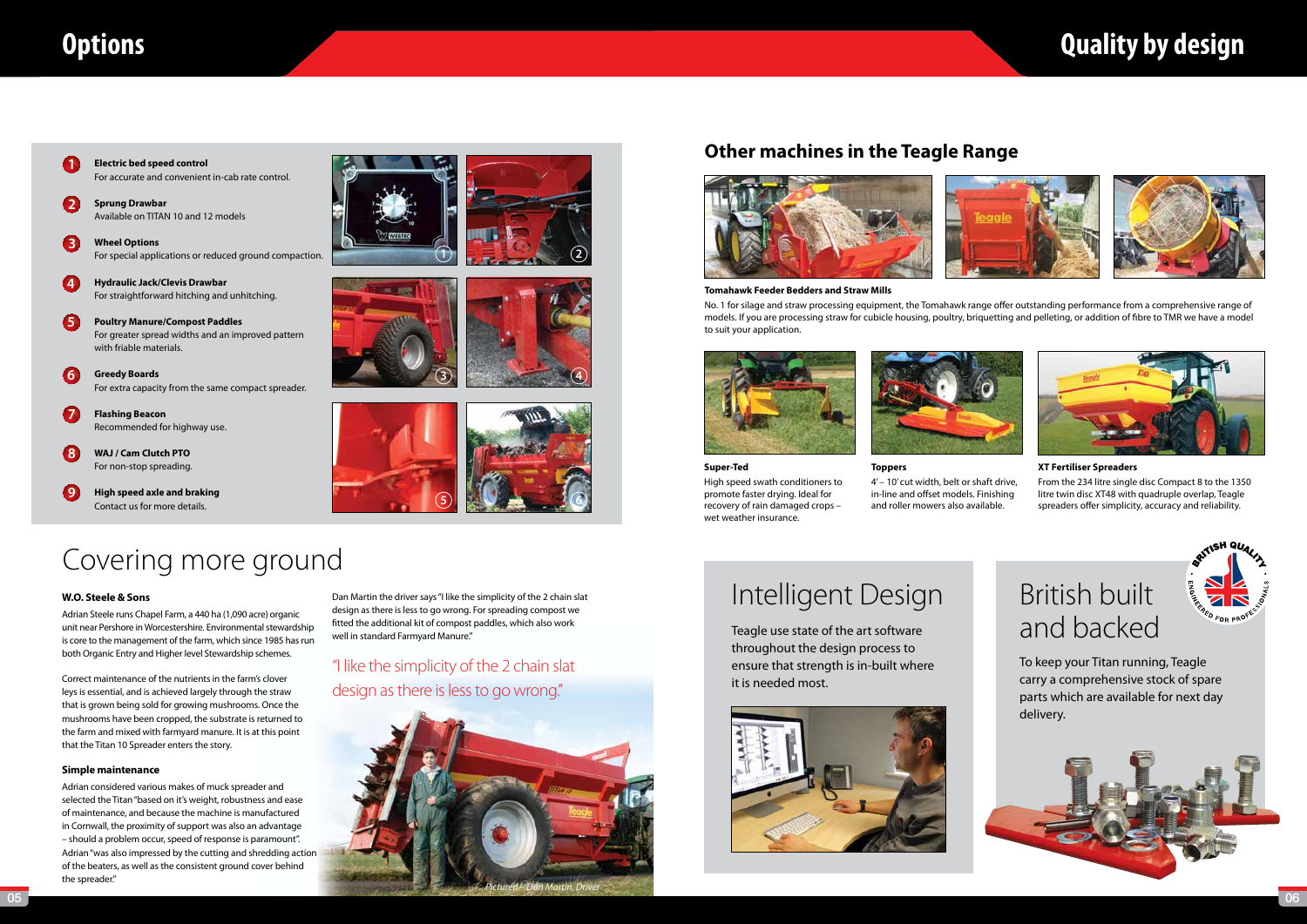# Options

1. **Electric bed speed control**
   For accurate and convenient in-cab rate control.
2. **Sprung Drawbar**
   Available on TITAN 10 and 12 models
3. **Wheel Options**
   For special applications or reduced ground compaction.
4. **Hydraulic Jack/Clevis Drawbar**
   For straightforward hitching and unhitching.
5. **Poultry Manure/Compost Paddles**
   For greater spread widths and an improved pattern with friable materials.
6. **Greedy Boards**
   For extra capacity from the same compact spreader.
7. **Flashing Beacon**
   Recommended for highway use.
8. **WAJ / Cam Clutch PTO**
   For non-stop spreading.
9. **High speed axle and braking**
   Contact us for more details.

## Covering more ground

**W.O. Steele & Sons**

Adrian Steele runs Chapel Farm, a 440 ha (1,090 acre) organic unit near Pershore in Worcestershire. Environmental stewardship is core to the management of the farm, which since 1985 has run both Organic Entry and Higher level Stewardship schemes.

Correct maintenance of the nutrients in the farm's clover leys is essential, and is achieved largely through the straw that is grown being sold for growing mushrooms. Once the mushrooms have been cropped, the substrate is returned to the farm and mixed with farmyard manure. It is at this point that the Titan 10 Spreader enters the story.

**Simple maintenance**

Adrian considered various makes of muck spreader and selected the Titan "based on it's weight, robustness and ease of maintenance, and because the machine is manufactured in Cornwall, the proximity of support was also an advantage – should a problem occur, speed of response is paramount". Adrian "was also impressed by the cutting and shredding action of the beaters, as well as the consistent ground cover behind the spreader."

Dan Martin the driver says "I like the simplicity of the 2 chain slat design as there is less to go wrong. For spreading compost we fitted the additional kit of compost paddles, which also work well in standard Farmyard Manure."

"I like the simplicity of the 2 chain slat design as there is less to go wrong."

*Pictured – Dan Martin, Driver*

# Quality by design

## Other machines in the Teagle Range

**Tomahawk Feeder Bedders and Straw Mills**

No. 1 for silage and straw processing equipment, the Tomahawk range offer outstanding performance from a comprehensive range of models. If you are processing straw for cubicle housing, poultry, briquetting and pelleting, or addition of fibre to TMR we have a model to suit your application.

**Super-Ted**

High speed swath conditioners to promote faster drying. Ideal for recovery of rain damaged crops – wet weather insurance.

**Toppers**

4' – 10' cut width, belt or shaft drive, in-line and offset models. Finishing and roller mowers also available.

**XT Fertiliser Spreaders**

From the 234 litre single disc Compact 8 to the 1350 litre twin disc XT48 with quadruple overlap, Teagle spreaders offer simplicity, accuracy and reliability.

## Intelligent Design

Teagle use state of the art software throughout the design process to ensure that strength is in-built where it is needed most.

## British built and backed

To keep your Titan running, Teagle carry a comprehensive stock of spare parts which are available for next day delivery.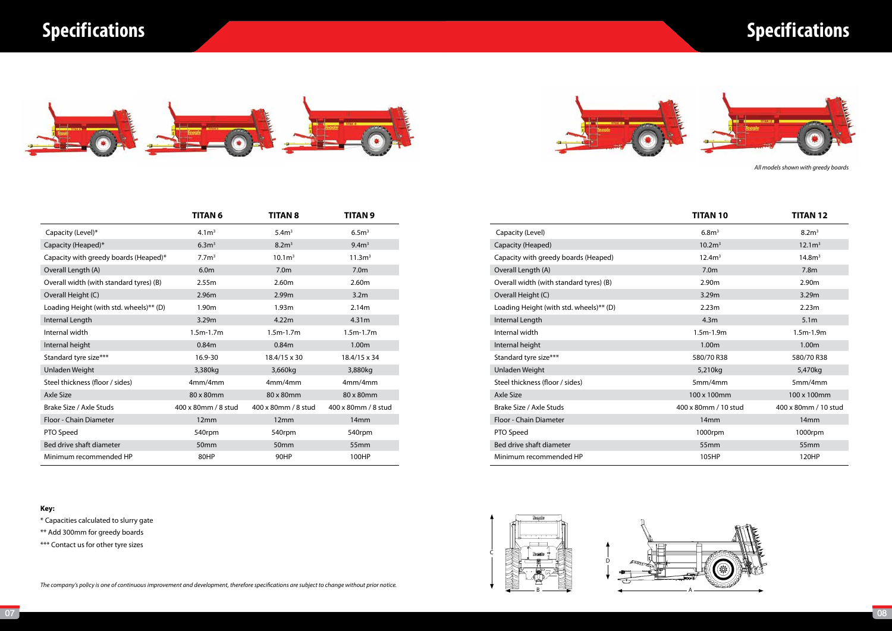# Specifications

*All models shown with greedy boards*

|  | TITAN 6 | TITAN 8 | TITAN 9 |
|---|---|---|---|
| Capacity (Level)* | 4.1m$^3$ | 5.4m$^3$ | 6.5m$^3$ |
| Capacity (Heaped)* | 6.3m$^3$ | 8.2m$^3$ | 9.4m$^3$ |
| Capacity with greedy boards (Heaped)* | 7.7m$^3$ | 10.1m$^3$ | 11.3m$^3$ |
| Overall Length (A) | 6.0m | 7.0m | 7.0m |
| Overall width (with standard tyres) (B) | 2.55m | 2.60m | 2.60m |
| Overall Height (C) | 2.96m | 2.99m | 3.2m |
| Loading Height (with std. wheels)** (D) | 1.90m | 1.93m | 2.14m |
| Internal Length | 3.29m | 4.22m | 4.31m |
| Internal width | 1.5m-1.7m | 1.5m-1.7m | 1.5m-1.7m |
| Internal height | 0.84m | 0.84m | 1.00m |
| Standard tyre size*** | 16.9-30 | 18.4/15 x 30 | 18.4/15 x 34 |
| Unladen Weight | 3,380kg | 3,660kg | 3,880kg |
| Steel thickness (floor / sides) | 4mm/4mm | 4mm/4mm | 4mm/4mm |
| Axle Size | 80 x 80mm | 80 x 80mm | 80 x 80mm |
| Brake Size / Axle Studs | 400 x 80mm / 8 stud | 400 x 80mm / 8 stud | 400 x 80mm / 8 stud |
| Floor - Chain Diameter | 12mm | 12mm | 14mm |
| PTO Speed | 540rpm | 540rpm | 540rpm |
| Bed drive shaft diameter | 50mm | 50mm | 55mm |
| Minimum recommended HP | 80HP | 90HP | 100HP |

|  | TITAN 10 | TITAN 12 |
|---|---|---|
| Capacity (Level) | 6.8m$^3$ | 8.2m$^3$ |
| Capacity (Heaped) | 10.2m$^3$ | 12.1m$^3$ |
| Capacity with greedy boards (Heaped) | 12.4m$^3$ | 14.8m$^3$ |
| Overall Length (A) | 7.0m | 7.8m |
| Overall width (with standard tyres) (B) | 2.90m | 2.90m |
| Overall Height (C) | 3.29m | 3.29m |
| Loading Height (with std. wheels)** (D) | 2.23m | 2.23m |
| Internal Length | 4.3m | 5.1m |
| Internal width | 1.5m-1.9m | 1.5m-1.9m |
| Internal height | 1.00m | 1.00m |
| Standard tyre size*** | 580/70 R38 | 580/70 R38 |
| Unladen Weight | 5,210kg | 5,470kg |
| Steel thickness (floor / sides) | 5mm/4mm | 5mm/4mm |
| Axle Size | 100 x 100mm | 100 x 100mm |
| Brake Size / Axle Studs | 400 x 80mm / 10 stud | 400 x 80mm / 10 stud |
| Floor - Chain Diameter | 14mm | 14mm |
| PTO Speed | 1000rpm | 1000rpm |
| Bed drive shaft diameter | 55mm | 55mm |
| Minimum recommended HP | 105HP | 120HP |

**Key:**

* Capacities calculated to slurry gate

** Add 300mm for greedy boards

*** Contact us for other tyre sizes

*The company's policy is one of continuous improvement and development, therefore specifications are subject to change without prior notice.*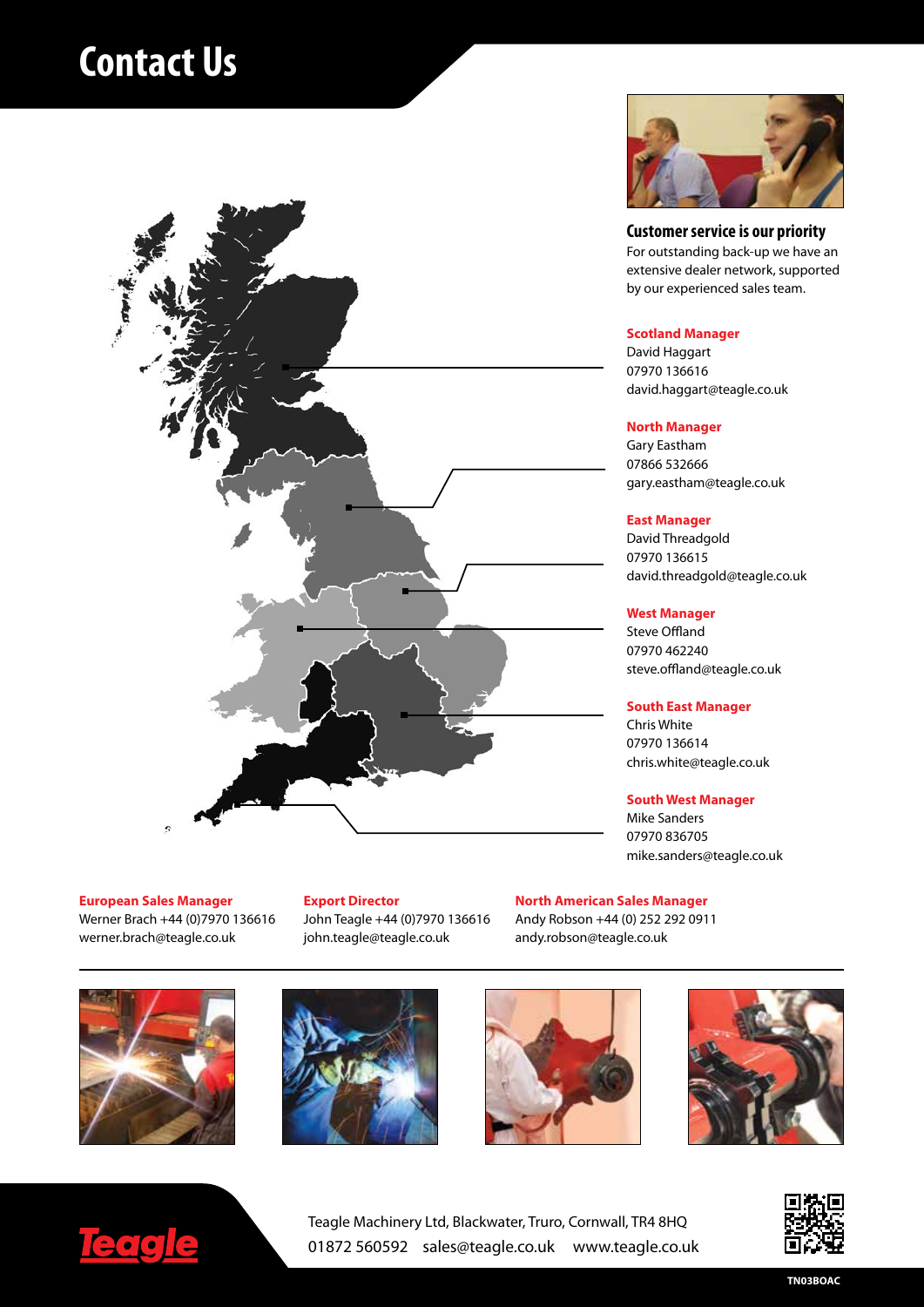# Contact Us

**Customer service is our priority**

For outstanding back-up we have an extensive dealer network, supported by our experienced sales team.

**Scotland Manager**
David Haggart
07970 136616
david.haggart@teagle.co.uk

**North Manager**
Gary Eastham
07866 532666
gary.eastham@teagle.co.uk

**East Manager**
David Threadgold
07970 136615
david.threadgold@teagle.co.uk

**West Manager**
Steve Offland
07970 462240
steve.offland@teagle.co.uk

**South East Manager**
Chris White
07970 136614
chris.white@teagle.co.uk

**South West Manager**
Mike Sanders
07970 836705
mike.sanders@teagle.co.uk

**European Sales Manager**
Werner Brach +44 (0)7970 136616
werner.brach@teagle.co.uk

**Export Director**
John Teagle +44 (0)7970 136616
john.teagle@teagle.co.uk

**North American Sales Manager**
Andy Robson +44 (0) 252 292 0911
andy.robson@teagle.co.uk

Teagle

Teagle Machinery Ltd, Blackwater, Truro, Cornwall, TR4 8HQ
01872 560592 sales@teagle.co.uk www.teagle.co.uk

TN03BOAC